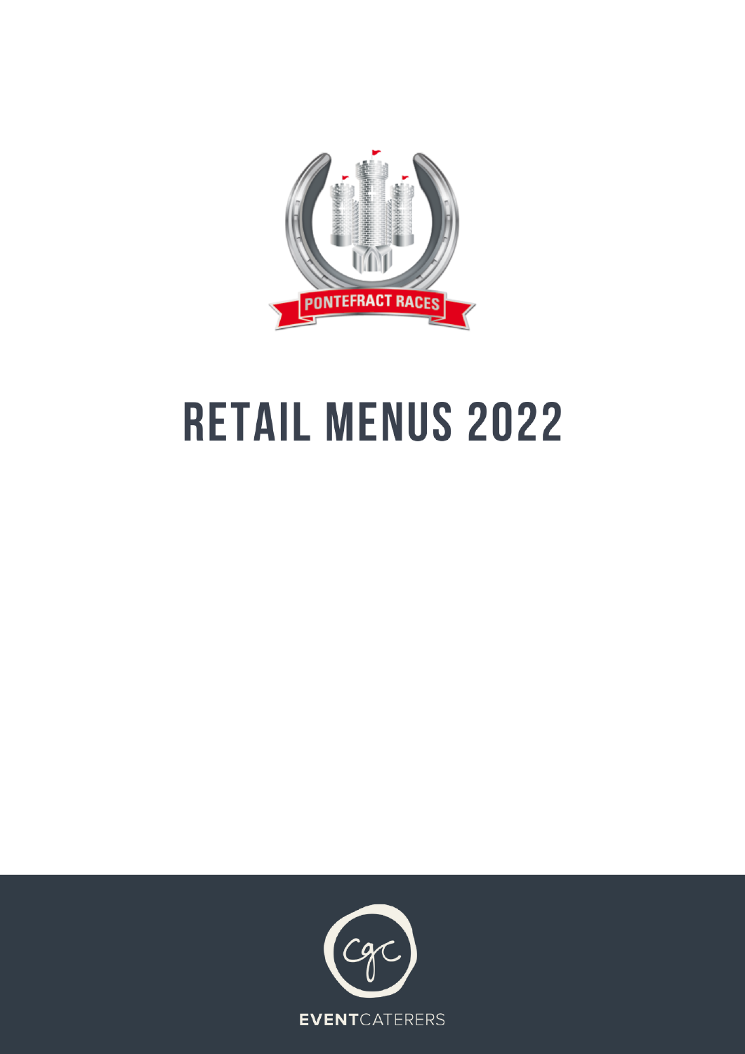PONTEFRACT RACES

# RETAIL MENUS 2022

cgc

EVENTCATERERS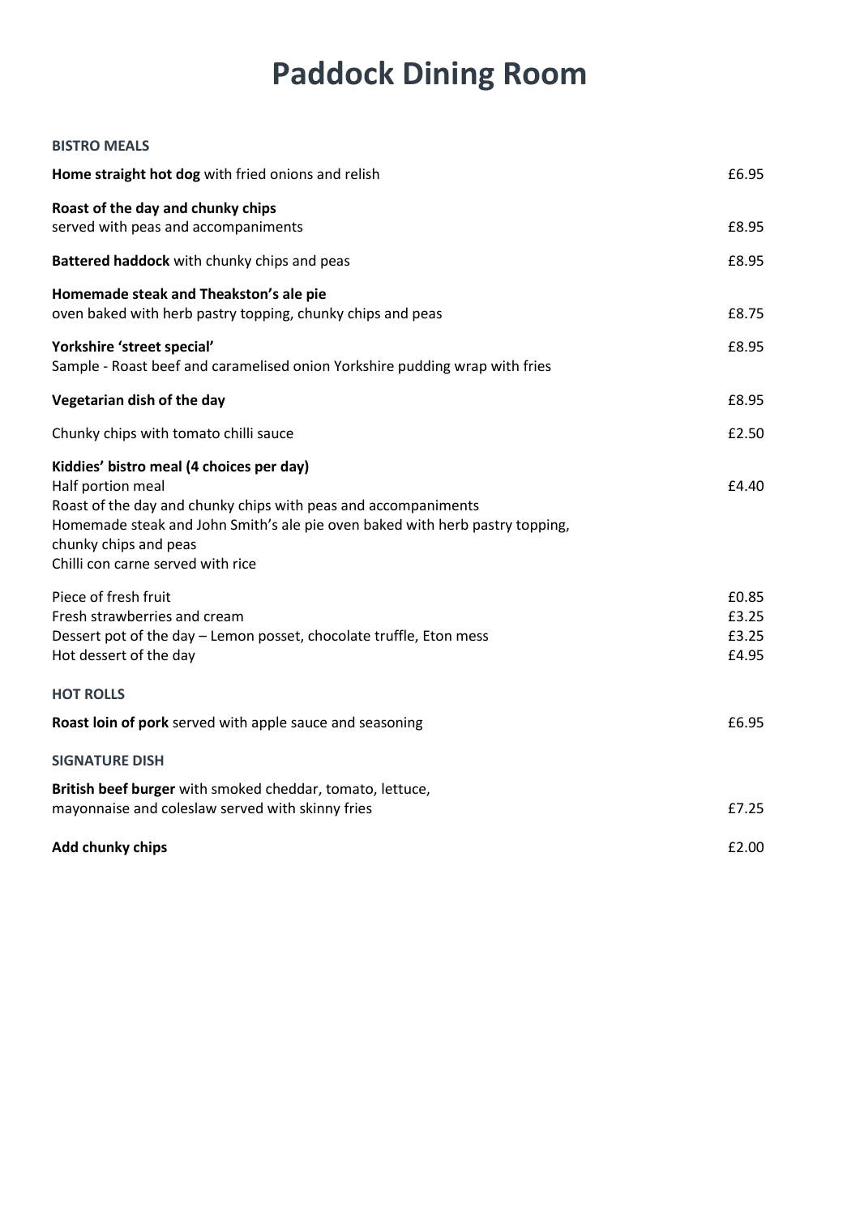# Paddock Dining Room

### BISTRO MEALS

**Home straight hot dog** with fried onions and relish — £6.95

**Roast of the day and chunky chips**
served with peas and accompaniments — £8.95

**Battered haddock** with chunky chips and peas — £8.95

**Homemade steak and Theakston's ale pie**
oven baked with herb pastry topping, chunky chips and peas — £8.75

**Yorkshire 'street special'** — £8.95
Sample - Roast beef and caramelised onion Yorkshire pudding wrap with fries

**Vegetarian dish of the day** — £8.95

Chunky chips with tomato chilli sauce — £2.50

**Kiddies' bistro meal (4 choices per day)**
Half portion meal — £4.40
Roast of the day and chunky chips with peas and accompaniments
Homemade steak and John Smith's ale pie oven baked with herb pastry topping, chunky chips and peas
Chilli con carne served with rice

Piece of fresh fruit — £0.85
Fresh strawberries and cream — £3.25
Dessert pot of the day – Lemon posset, chocolate truffle, Eton mess — £3.25
Hot dessert of the day — £4.95

### HOT ROLLS

**Roast loin of pork** served with apple sauce and seasoning — £6.95

### SIGNATURE DISH

**British beef burger** with smoked cheddar, tomato, lettuce,
mayonnaise and coleslaw served with skinny fries — £7.25

**Add chunky chips** — £2.00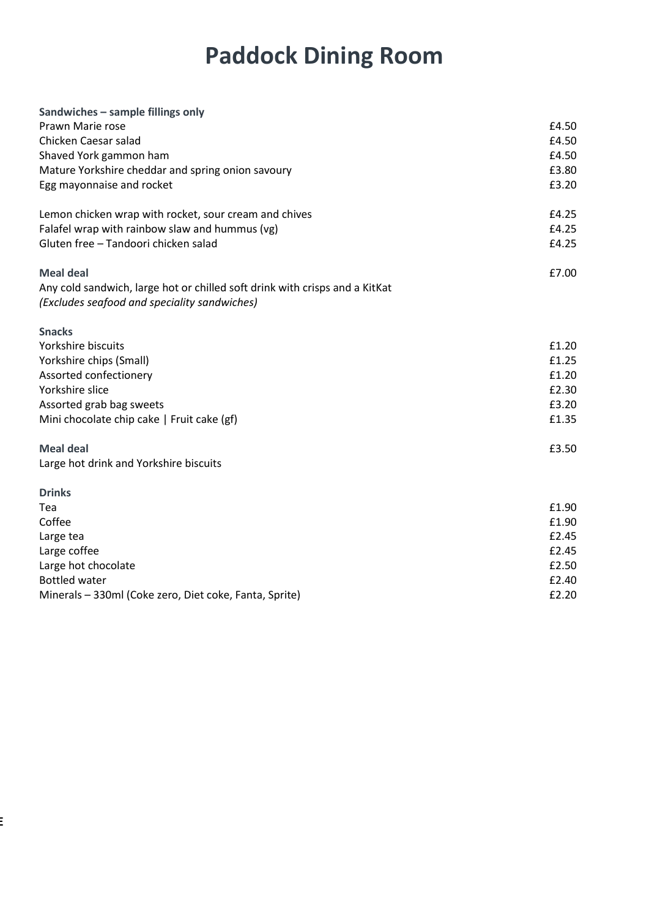# Paddock Dining Room

| **Sandwiches – sample fillings only** | |
|---|---|
| Prawn Marie rose | £4.50 |
| Chicken Caesar salad | £4.50 |
| Shaved York gammon ham | £4.50 |
| Mature Yorkshire cheddar and spring onion savoury | £3.80 |
| Egg mayonnaise and rocket | £3.20 |
| | |
| Lemon chicken wrap with rocket, sour cream and chives | £4.25 |
| Falafel wrap with rainbow slaw and hummus (vg) | £4.25 |
| Gluten free – Tandoori chicken salad | £4.25 |
| | |
| **Meal deal** | £7.00 |
| Any cold sandwich, large hot or chilled soft drink with crisps and a KitKat | |
| *(Excludes seafood and speciality sandwiches)* | |
| | |
| **Snacks** | |
| Yorkshire biscuits | £1.20 |
| Yorkshire chips (Small) | £1.25 |
| Assorted confectionery | £1.20 |
| Yorkshire slice | £2.30 |
| Assorted grab bag sweets | £3.20 |
| Mini chocolate chip cake \| Fruit cake (gf) | £1.35 |
| | |
| **Meal deal** | £3.50 |
| Large hot drink and Yorkshire biscuits | |
| | |
| **Drinks** | |
| Tea | £1.90 |
| Coffee | £1.90 |
| Large tea | £2.45 |
| Large coffee | £2.45 |
| Large hot chocolate | £2.50 |
| Bottled water | £2.40 |
| Minerals – 330ml (Coke zero, Diet coke, Fanta, Sprite) | £2.20 |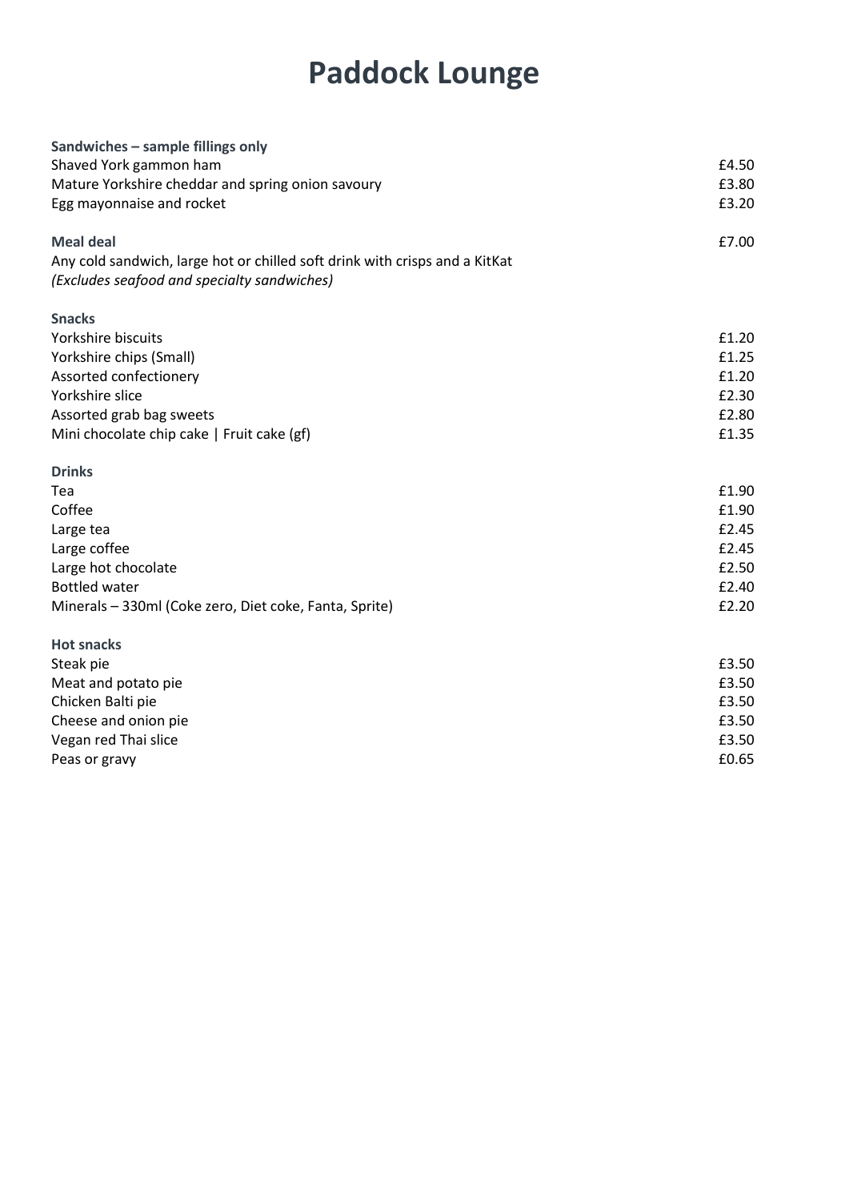# Paddock Lounge

**Sandwiches – sample fillings only**

| | |
|---|---|
| Shaved York gammon ham | £4.50 |
| Mature Yorkshire cheddar and spring onion savoury | £3.80 |
| Egg mayonnaise and rocket | £3.20 |

**Meal deal** £7.00

Any cold sandwich, large hot or chilled soft drink with crisps and a KitKat
*(Excludes seafood and specialty sandwiches)*

**Snacks**

| | |
|---|---|
| Yorkshire biscuits | £1.20 |
| Yorkshire chips (Small) | £1.25 |
| Assorted confectionery | £1.20 |
| Yorkshire slice | £2.30 |
| Assorted grab bag sweets | £2.80 |
| Mini chocolate chip cake \| Fruit cake (gf) | £1.35 |

**Drinks**

| | |
|---|---|
| Tea | £1.90 |
| Coffee | £1.90 |
| Large tea | £2.45 |
| Large coffee | £2.45 |
| Large hot chocolate | £2.50 |
| Bottled water | £2.40 |
| Minerals – 330ml (Coke zero, Diet coke, Fanta, Sprite) | £2.20 |

**Hot snacks**

| | |
|---|---|
| Steak pie | £3.50 |
| Meat and potato pie | £3.50 |
| Chicken Balti pie | £3.50 |
| Cheese and onion pie | £3.50 |
| Vegan red Thai slice | £3.50 |
| Peas or gravy | £0.65 |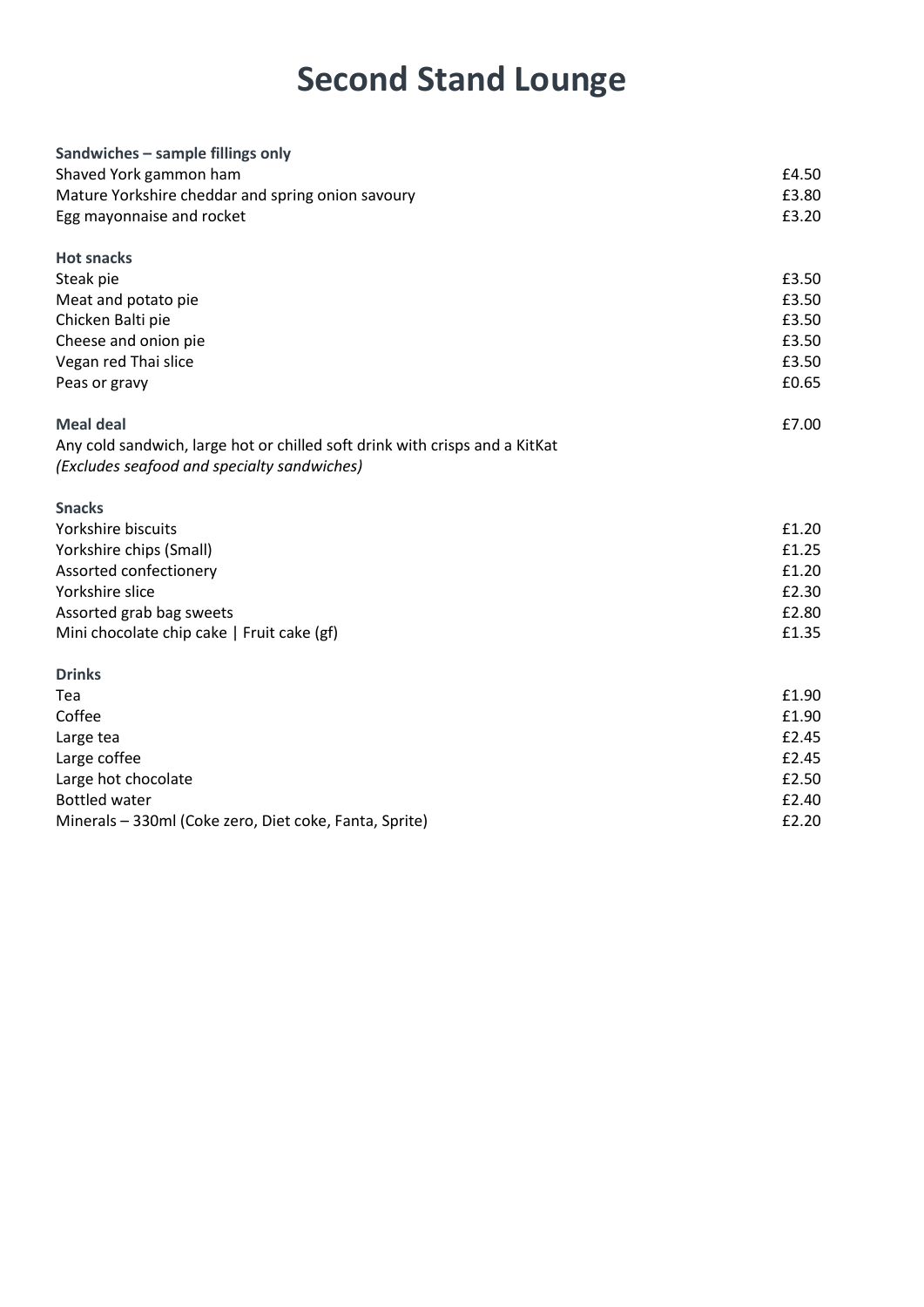# Second Stand Lounge

**Sandwiches – sample fillings only**

| | |
|---|---|
| Shaved York gammon ham | £4.50 |
| Mature Yorkshire cheddar and spring onion savoury | £3.80 |
| Egg mayonnaise and rocket | £3.20 |

**Hot snacks**

| | |
|---|---|
| Steak pie | £3.50 |
| Meat and potato pie | £3.50 |
| Chicken Balti pie | £3.50 |
| Cheese and onion pie | £3.50 |
| Vegan red Thai slice | £3.50 |
| Peas or gravy | £0.65 |

**Meal deal** £7.00

Any cold sandwich, large hot or chilled soft drink with crisps and a KitKat
*(Excludes seafood and specialty sandwiches)*

**Snacks**

| | |
|---|---|
| Yorkshire biscuits | £1.20 |
| Yorkshire chips (Small) | £1.25 |
| Assorted confectionery | £1.20 |
| Yorkshire slice | £2.30 |
| Assorted grab bag sweets | £2.80 |
| Mini chocolate chip cake \| Fruit cake (gf) | £1.35 |

**Drinks**

| | |
|---|---|
| Tea | £1.90 |
| Coffee | £1.90 |
| Large tea | £2.45 |
| Large coffee | £2.45 |
| Large hot chocolate | £2.50 |
| Bottled water | £2.40 |
| Minerals – 330ml (Coke zero, Diet coke, Fanta, Sprite) | £2.20 |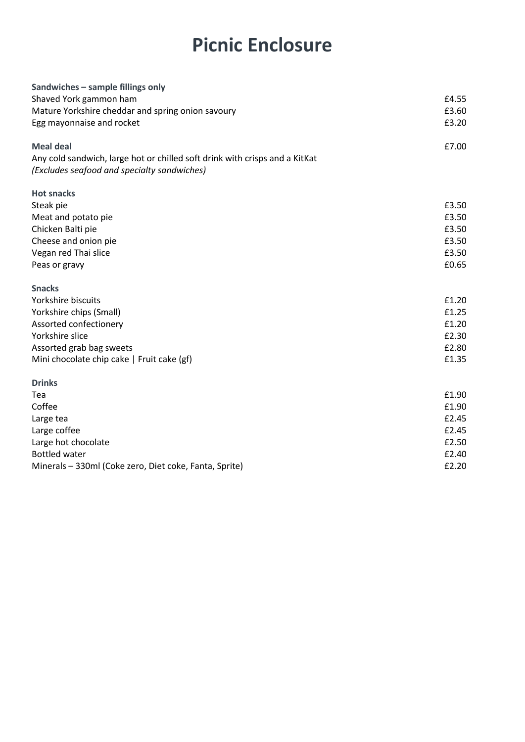# Picnic Enclosure

| **Sandwiches – sample fillings only** | |
|---|---|
| Shaved York gammon ham | £4.55 |
| Mature Yorkshire cheddar and spring onion savoury | £3.60 |
| Egg mayonnaise and rocket | £3.20 |
| | |
| **Meal deal** | £7.00 |
| Any cold sandwich, large hot or chilled soft drink with crisps and a KitKat | |
| *(Excludes seafood and specialty sandwiches)* | |
| | |
| **Hot snacks** | |
| Steak pie | £3.50 |
| Meat and potato pie | £3.50 |
| Chicken Balti pie | £3.50 |
| Cheese and onion pie | £3.50 |
| Vegan red Thai slice | £3.50 |
| Peas or gravy | £0.65 |
| | |
| **Snacks** | |
| Yorkshire biscuits | £1.20 |
| Yorkshire chips (Small) | £1.25 |
| Assorted confectionery | £1.20 |
| Yorkshire slice | £2.30 |
| Assorted grab bag sweets | £2.80 |
| Mini chocolate chip cake \| Fruit cake (gf) | £1.35 |
| | |
| **Drinks** | |
| Tea | £1.90 |
| Coffee | £1.90 |
| Large tea | £2.45 |
| Large coffee | £2.45 |
| Large hot chocolate | £2.50 |
| Bottled water | £2.40 |
| Minerals – 330ml (Coke zero, Diet coke, Fanta, Sprite) | £2.20 |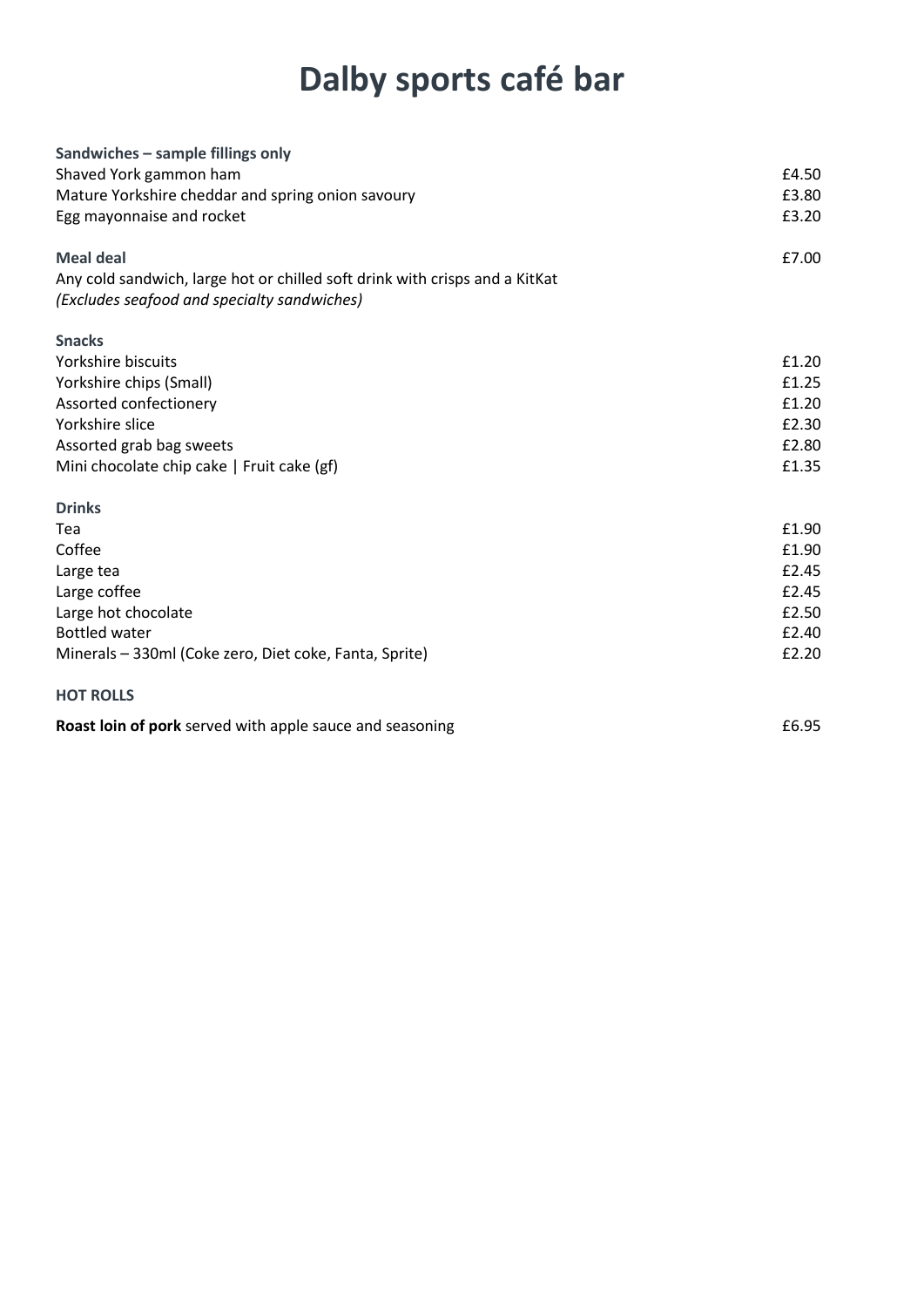# Dalby sports café bar

| **Sandwiches – sample fillings only** | |
|---|---|
| Shaved York gammon ham | £4.50 |
| Mature Yorkshire cheddar and spring onion savoury | £3.80 |
| Egg mayonnaise and rocket | £3.20 |

| **Meal deal** | £7.00 |
|---|---|
| Any cold sandwich, large hot or chilled soft drink with crisps and a KitKat | |
| *(Excludes seafood and specialty sandwiches)* | |

| **Snacks** | |
|---|---|
| Yorkshire biscuits | £1.20 |
| Yorkshire chips (Small) | £1.25 |
| Assorted confectionery | £1.20 |
| Yorkshire slice | £2.30 |
| Assorted grab bag sweets | £2.80 |
| Mini chocolate chip cake \| Fruit cake (gf) | £1.35 |

| **Drinks** | |
|---|---|
| Tea | £1.90 |
| Coffee | £1.90 |
| Large tea | £2.45 |
| Large coffee | £2.45 |
| Large hot chocolate | £2.50 |
| Bottled water | £2.40 |
| Minerals – 330ml (Coke zero, Diet coke, Fanta, Sprite) | £2.20 |

| **HOT ROLLS** | |
|---|---|
| **Roast loin of pork** served with apple sauce and seasoning | £6.95 |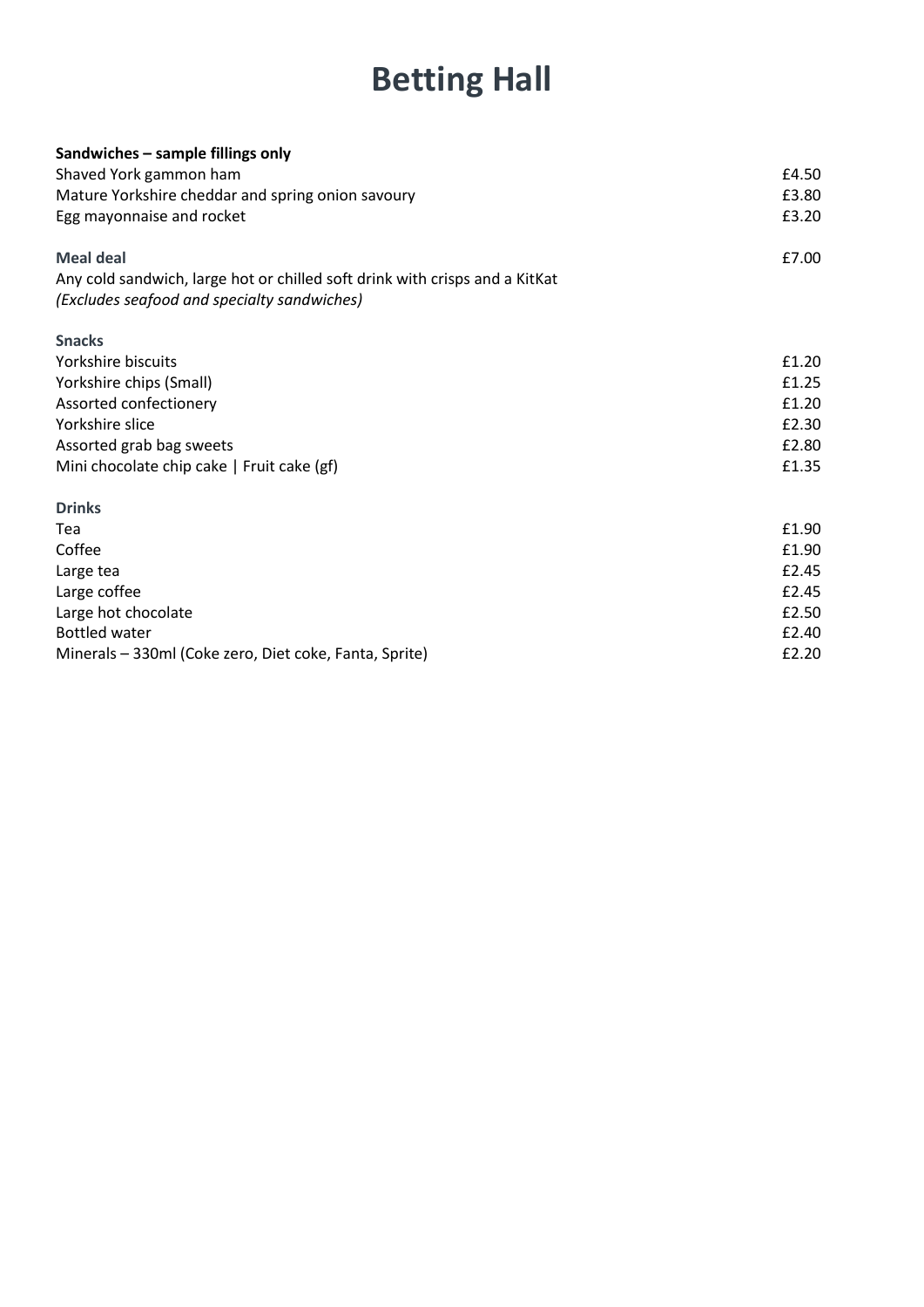# Betting Hall

**Sandwiches – sample fillings only**

| | |
|---|---|
| Shaved York gammon ham | £4.50 |
| Mature Yorkshire cheddar and spring onion savoury | £3.80 |
| Egg mayonnaise and rocket | £3.20 |

**Meal deal** — £7.00

Any cold sandwich, large hot or chilled soft drink with crisps and a KitKat
*(Excludes seafood and specialty sandwiches)*

**Snacks**

| | |
|---|---|
| Yorkshire biscuits | £1.20 |
| Yorkshire chips (Small) | £1.25 |
| Assorted confectionery | £1.20 |
| Yorkshire slice | £2.30 |
| Assorted grab bag sweets | £2.80 |
| Mini chocolate chip cake \| Fruit cake (gf) | £1.35 |

**Drinks**

| | |
|---|---|
| Tea | £1.90 |
| Coffee | £1.90 |
| Large tea | £2.45 |
| Large coffee | £2.45 |
| Large hot chocolate | £2.50 |
| Bottled water | £2.40 |
| Minerals – 330ml (Coke zero, Diet coke, Fanta, Sprite) | £2.20 |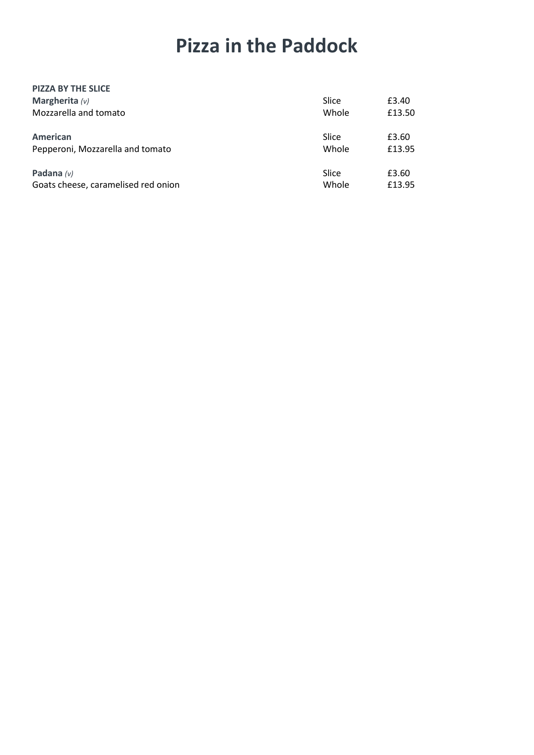# Pizza in the Paddock

**PIZZA BY THE SLICE**

| | | |
|---|---|---|
| **Margherita** *(v)* | Slice | £3.40 |
| Mozzarella and tomato | Whole | £13.50 |
| **American** | Slice | £3.60 |
| Pepperoni, Mozzarella and tomato | Whole | £13.95 |
| **Padana** *(v)* | Slice | £3.60 |
| Goats cheese, caramelised red onion | Whole | £13.95 |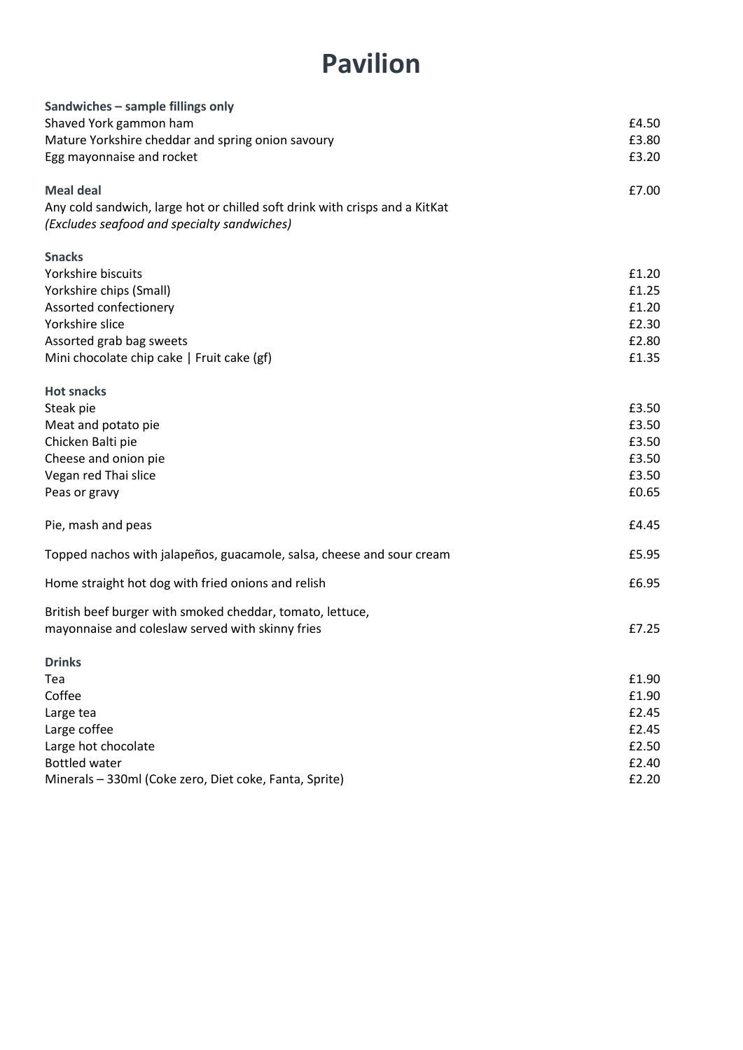# Pavilion

| **Sandwiches – sample fillings only** | |
|---|---|
| Shaved York gammon ham | £4.50 |
| Mature Yorkshire cheddar and spring onion savoury | £3.80 |
| Egg mayonnaise and rocket | £3.20 |
| | |
| **Meal deal** | £7.00 |
| Any cold sandwich, large hot or chilled soft drink with crisps and a KitKat | |
| *(Excludes seafood and specialty sandwiches)* | |
| | |
| **Snacks** | |
| Yorkshire biscuits | £1.20 |
| Yorkshire chips (Small) | £1.25 |
| Assorted confectionery | £1.20 |
| Yorkshire slice | £2.30 |
| Assorted grab bag sweets | £2.80 |
| Mini chocolate chip cake \| Fruit cake (gf) | £1.35 |
| | |
| **Hot snacks** | |
| Steak pie | £3.50 |
| Meat and potato pie | £3.50 |
| Chicken Balti pie | £3.50 |
| Cheese and onion pie | £3.50 |
| Vegan red Thai slice | £3.50 |
| Peas or gravy | £0.65 |
| | |
| Pie, mash and peas | £4.45 |
| | |
| Topped nachos with jalapeños, guacamole, salsa, cheese and sour cream | £5.95 |
| | |
| Home straight hot dog with fried onions and relish | £6.95 |
| | |
| British beef burger with smoked cheddar, tomato, lettuce, mayonnaise and coleslaw served with skinny fries | £7.25 |
| | |
| **Drinks** | |
| Tea | £1.90 |
| Coffee | £1.90 |
| Large tea | £2.45 |
| Large coffee | £2.45 |
| Large hot chocolate | £2.50 |
| Bottled water | £2.40 |
| Minerals – 330ml (Coke zero, Diet coke, Fanta, Sprite) | £2.20 |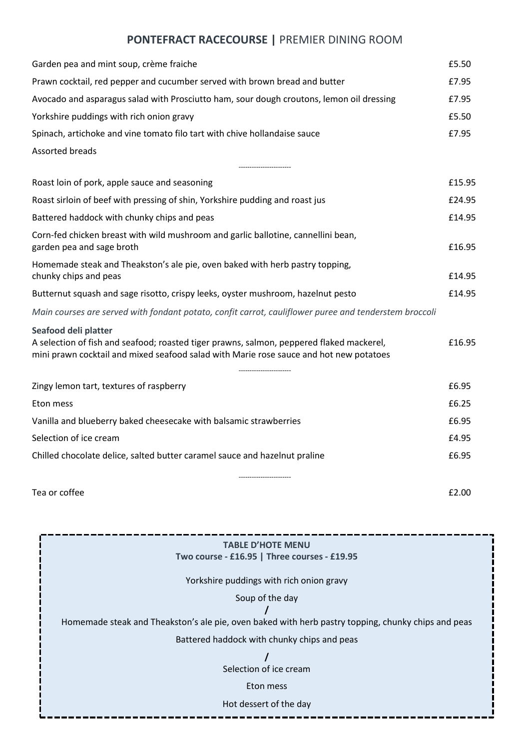# **PONTEFRACT RACECOURSE |** PREMIER DINING ROOM

| | |
|---|---|
| Garden pea and mint soup, crème fraiche | £5.50 |
| Prawn cocktail, red pepper and cucumber served with brown bread and butter | £7.95 |
| Avocado and asparagus salad with Prosciutto ham, sour dough croutons, lemon oil dressing | £7.95 |
| Yorkshire puddings with rich onion gravy | £5.50 |
| Spinach, artichoke and vine tomato filo tart with chive hollandaise sauce | £7.95 |
| Assorted breads | |

------------------------

| | |
|---|---|
| Roast loin of pork, apple sauce and seasoning | £15.95 |
| Roast sirloin of beef with pressing of shin, Yorkshire pudding and roast jus | £24.95 |
| Battered haddock with chunky chips and peas | £14.95 |
| Corn-fed chicken breast with wild mushroom and garlic ballotine, cannellini bean, garden pea and sage broth | £16.95 |
| Homemade steak and Theakston's ale pie, oven baked with herb pastry topping, chunky chips and peas | £14.95 |
| Butternut squash and sage risotto, crispy leeks, oyster mushroom, hazelnut pesto | £14.95 |

*Main courses are served with fondant potato, confit carrot, cauliflower puree and tenderstem broccoli*

**Seafood deli platter**
A selection of fish and seafood; roasted tiger prawns, salmon, peppered flaked mackerel, mini prawn cocktail and mixed seafood salad with Marie rose sauce and hot new potatoes — £16.95

------------------------

| | |
|---|---|
| Zingy lemon tart, textures of raspberry | £6.95 |
| Eton mess | £6.25 |
| Vanilla and blueberry baked cheesecake with balsamic strawberries | £6.95 |
| Selection of ice cream | £4.95 |
| Chilled chocolate delice, salted butter caramel sauce and hazelnut praline | £6.95 |

------------------------

| | |
|---|---|
| Tea or coffee | £2.00 |

**TABLE D'HOTE MENU**
**Two course - £16.95 | Three courses - £19.95**

Yorkshire puddings with rich onion gravy

Soup of the day

**/**

Homemade steak and Theakston's ale pie, oven baked with herb pastry topping, chunky chips and peas

Battered haddock with chunky chips and peas

**/**

Selection of ice cream

Eton mess

Hot dessert of the day